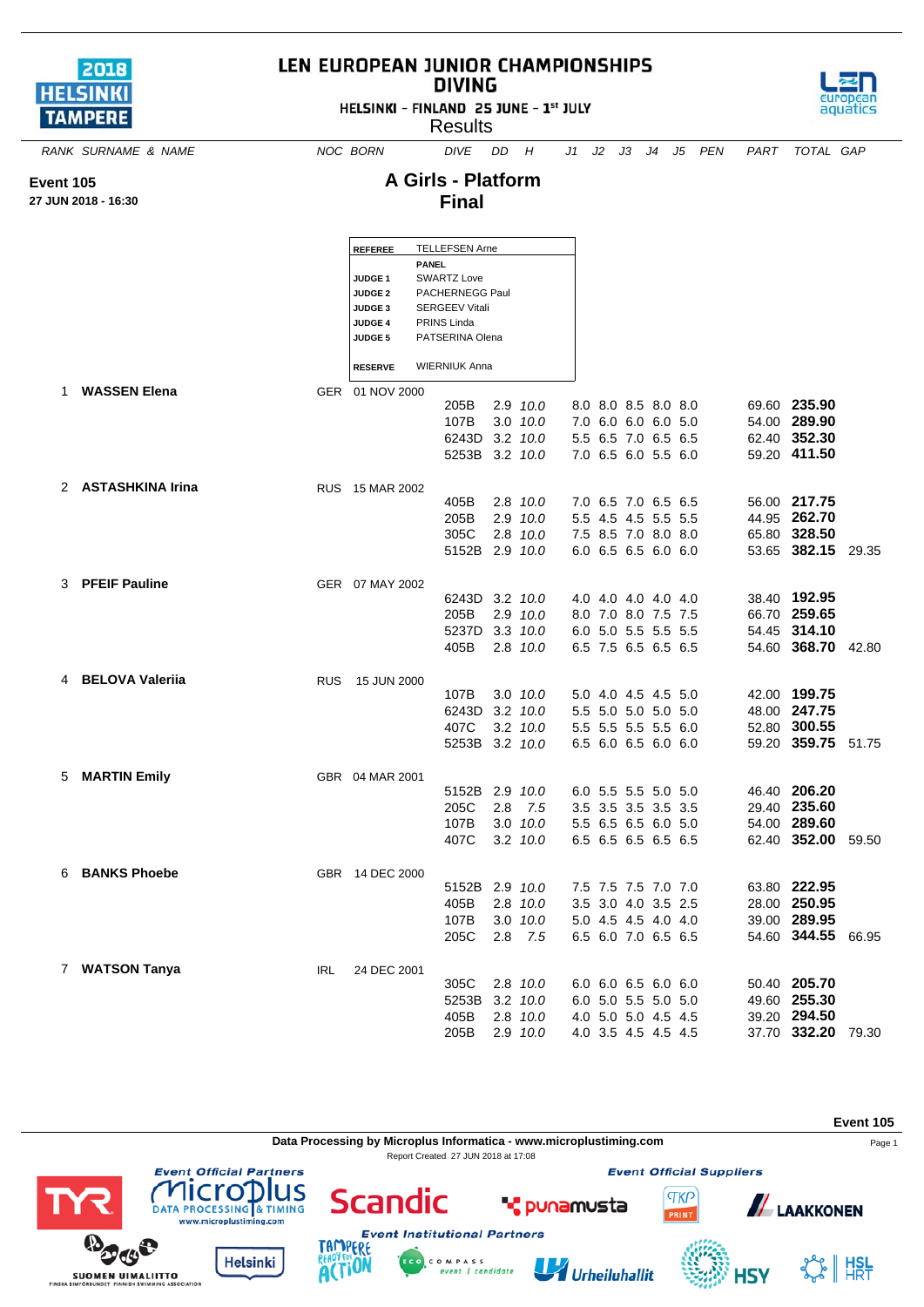# LEN EUROPEAN JUNIOR CHAMPIONSHIPS
## DIVING

HELSINKI - FINLAND 25 JUNE - 1st JULY

Results

**Event 105**
**27 JUN 2018 - 16:30**

## A Girls - Platform
## Final

| | |
|---|---|
| **REFEREE** | TELLEFSEN Arne |
| | **PANEL** |
| **JUDGE 1** | SWARTZ Love |
| **JUDGE 2** | PACHERNEGG Paul |
| **JUDGE 3** | SERGEEV Vitali |
| **JUDGE 4** | PRINS Linda |
| **JUDGE 5** | PATSERINA Olena |
| **RESERVE** | WIERNIUK Anna |

| RANK | SURNAME & NAME | NOC | BORN | DIVE | DD | H | J1 | J2 | J3 | J4 | J5 | PEN | PART | TOTAL | GAP |
|---|---|---|---|---|---|---|---|---|---|---|---|---|---|---|---|
| 1 | **WASSEN Elena** | GER | 01 NOV 2000 | | | | | | | | | | | | |
| | | | | 205B | 2.9 | *10.0* | 8.0 | 8.0 | 8.5 | 8.0 | 8.0 | | 69.60 | **235.90** | |
| | | | | 107B | 3.0 | *10.0* | 7.0 | 6.0 | 6.0 | 6.0 | 5.0 | | 54.00 | **289.90** | |
| | | | | 6243D | 3.2 | *10.0* | 5.5 | 6.5 | 7.0 | 6.5 | 6.5 | | 62.40 | **352.30** | |
| | | | | 5253B | 3.2 | *10.0* | 7.0 | 6.5 | 6.0 | 5.5 | 6.0 | | 59.20 | **411.50** | |
| 2 | **ASTASHKINA Irina** | RUS | 15 MAR 2002 | | | | | | | | | | | | |
| | | | | 405B | 2.8 | *10.0* | 7.0 | 6.5 | 7.0 | 6.5 | 6.5 | | 56.00 | **217.75** | |
| | | | | 205B | 2.9 | *10.0* | 5.5 | 4.5 | 4.5 | 5.5 | 5.5 | | 44.95 | **262.70** | |
| | | | | 305C | 2.8 | *10.0* | 7.5 | 8.5 | 7.0 | 8.0 | 8.0 | | 65.80 | **328.50** | |
| | | | | 5152B | 2.9 | *10.0* | 6.0 | 6.5 | 6.5 | 6.0 | 6.0 | | 53.65 | **382.15** | 29.35 |
| 3 | **PFEIF Pauline** | GER | 07 MAY 2002 | | | | | | | | | | | | |
| | | | | 6243D | 3.2 | *10.0* | 4.0 | 4.0 | 4.0 | 4.0 | 4.0 | | 38.40 | **192.95** | |
| | | | | 205B | 2.9 | *10.0* | 8.0 | 7.0 | 8.0 | 7.5 | 7.5 | | 66.70 | **259.65** | |
| | | | | 5237D | 3.3 | *10.0* | 6.0 | 5.0 | 5.5 | 5.5 | 5.5 | | 54.45 | **314.10** | |
| | | | | 405B | 2.8 | *10.0* | 6.5 | 7.5 | 6.5 | 6.5 | 6.5 | | 54.60 | **368.70** | 42.80 |
| 4 | **BELOVA Valeriia** | RUS | 15 JUN 2000 | | | | | | | | | | | | |
| | | | | 107B | 3.0 | *10.0* | 5.0 | 4.0 | 4.5 | 4.5 | 5.0 | | 42.00 | **199.75** | |
| | | | | 6243D | 3.2 | *10.0* | 5.5 | 5.0 | 5.0 | 5.0 | 5.0 | | 48.00 | **247.75** | |
| | | | | 407C | 3.2 | *10.0* | 5.5 | 5.5 | 5.5 | 5.5 | 6.0 | | 52.80 | **300.55** | |
| | | | | 5253B | 3.2 | *10.0* | 6.5 | 6.0 | 6.5 | 6.0 | 6.0 | | 59.20 | **359.75** | 51.75 |
| 5 | **MARTIN Emily** | GBR | 04 MAR 2001 | | | | | | | | | | | | |
| | | | | 5152B | 2.9 | *10.0* | 6.0 | 5.5 | 5.5 | 5.0 | 5.0 | | 46.40 | **206.20** | |
| | | | | 205C | 2.8 | *7.5* | 3.5 | 3.5 | 3.5 | 3.5 | 3.5 | | 29.40 | **235.60** | |
| | | | | 107B | 3.0 | *10.0* | 5.5 | 6.5 | 6.5 | 6.0 | 5.0 | | 54.00 | **289.60** | |
| | | | | 407C | 3.2 | *10.0* | 6.5 | 6.5 | 6.5 | 6.5 | 6.5 | | 62.40 | **352.00** | 59.50 |
| 6 | **BANKS Phoebe** | GBR | 14 DEC 2000 | | | | | | | | | | | | |
| | | | | 5152B | 2.9 | *10.0* | 7.5 | 7.5 | 7.5 | 7.0 | 7.0 | | 63.80 | **222.95** | |
| | | | | 405B | 2.8 | *10.0* | 3.5 | 3.0 | 4.0 | 3.5 | 2.5 | | 28.00 | **250.95** | |
| | | | | 107B | 3.0 | *10.0* | 5.0 | 4.5 | 4.5 | 4.0 | 4.0 | | 39.00 | **289.95** | |
| | | | | 205C | 2.8 | *7.5* | 6.5 | 6.0 | 7.0 | 6.5 | 6.5 | | 54.60 | **344.55** | 66.95 |
| 7 | **WATSON Tanya** | IRL | 24 DEC 2001 | | | | | | | | | | | | |
| | | | | 305C | 2.8 | *10.0* | 6.0 | 6.0 | 6.5 | 6.0 | 6.0 | | 50.40 | **205.70** | |
| | | | | 5253B | 3.2 | *10.0* | 6.0 | 5.0 | 5.5 | 5.0 | 5.0 | | 49.60 | **255.30** | |
| | | | | 405B | 2.8 | *10.0* | 4.0 | 5.0 | 5.0 | 4.5 | 4.5 | | 39.20 | **294.50** | |
| | | | | 205B | 2.9 | *10.0* | 4.0 | 3.5 | 4.5 | 4.5 | 4.5 | | 37.70 | **332.20** | 79.30 |

**Event 105**

**Data Processing by Microplus Informatica - www.microplustiming.com**

Report Created 27 JUN 2018 at 17:08

*Event Official Partners* — *Event Official Suppliers* — *Event Institutional Partners*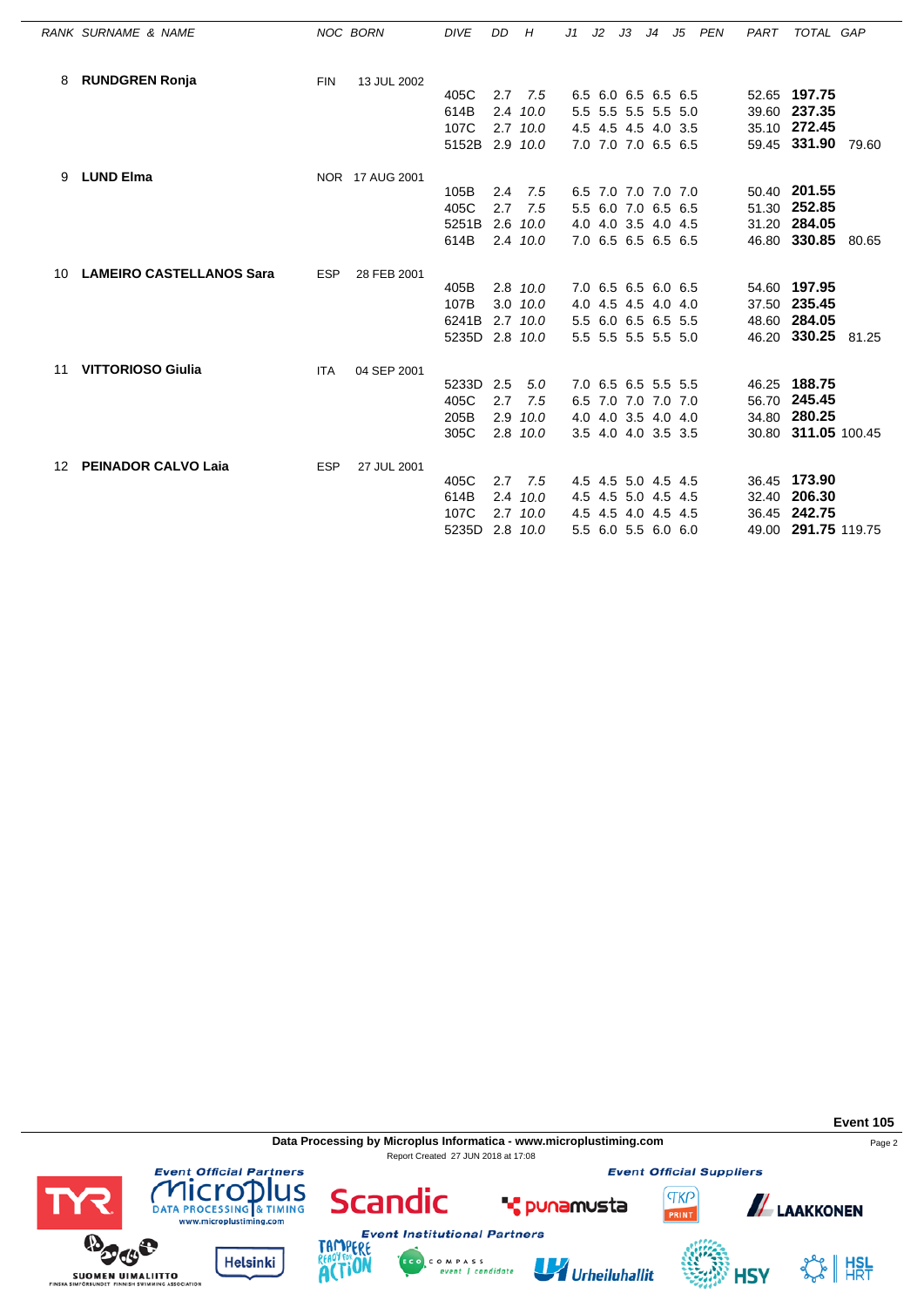| RANK | SURNAME & NAME | NOC | BORN | DIVE | DD | H | J1 | J2 | J3 | J4 | J5 | PEN | PART | TOTAL | GAP |
|---|---|---|---|---|---|---|---|---|---|---|---|---|---|---|---|
| 8 | **RUNDGREN Ronja** | FIN | 13 JUL 2002 | | | | | | | | | | | | |
| | | | | 405C | 2.7 | *7.5* | 6.5 | 6.0 | 6.5 | 6.5 | 6.5 | | 52.65 | **197.75** | |
| | | | | 614B | 2.4 | *10.0* | 5.5 | 5.5 | 5.5 | 5.5 | 5.0 | | 39.60 | **237.35** | |
| | | | | 107C | 2.7 | *10.0* | 4.5 | 4.5 | 4.5 | 4.0 | 3.5 | | 35.10 | **272.45** | |
| | | | | 5152B | 2.9 | *10.0* | 7.0 | 7.0 | 7.0 | 6.5 | 6.5 | | 59.45 | **331.90** | 79.60 |
| 9 | **LUND Elma** | NOR | 17 AUG 2001 | | | | | | | | | | | | |
| | | | | 105B | 2.4 | *7.5* | 6.5 | 7.0 | 7.0 | 7.0 | 7.0 | | 50.40 | **201.55** | |
| | | | | 405C | 2.7 | *7.5* | 5.5 | 6.0 | 7.0 | 6.5 | 6.5 | | 51.30 | **252.85** | |
| | | | | 5251B | 2.6 | *10.0* | 4.0 | 4.0 | 3.5 | 4.0 | 4.5 | | 31.20 | **284.05** | |
| | | | | 614B | 2.4 | *10.0* | 7.0 | 6.5 | 6.5 | 6.5 | 6.5 | | 46.80 | **330.85** | 80.65 |
| 10 | **LAMEIRO CASTELLANOS Sara** | ESP | 28 FEB 2001 | | | | | | | | | | | | |
| | | | | 405B | 2.8 | *10.0* | 7.0 | 6.5 | 6.5 | 6.0 | 6.5 | | 54.60 | **197.95** | |
| | | | | 107B | 3.0 | *10.0* | 4.0 | 4.5 | 4.5 | 4.0 | 4.0 | | 37.50 | **235.45** | |
| | | | | 6241B | 2.7 | *10.0* | 5.5 | 6.0 | 6.5 | 6.5 | 5.5 | | 48.60 | **284.05** | |
| | | | | 5235D | 2.8 | *10.0* | 5.5 | 5.5 | 5.5 | 5.5 | 5.0 | | 46.20 | **330.25** | 81.25 |
| 11 | **VITTORIOSO Giulia** | ITA | 04 SEP 2001 | | | | | | | | | | | | |
| | | | | 5233D | 2.5 | *5.0* | 7.0 | 6.5 | 6.5 | 5.5 | 5.5 | | 46.25 | **188.75** | |
| | | | | 405C | 2.7 | *7.5* | 6.5 | 7.0 | 7.0 | 7.0 | 7.0 | | 56.70 | **245.45** | |
| | | | | 205B | 2.9 | *10.0* | 4.0 | 4.0 | 3.5 | 4.0 | 4.0 | | 34.80 | **280.25** | |
| | | | | 305C | 2.8 | *10.0* | 3.5 | 4.0 | 4.0 | 3.5 | 3.5 | | 30.80 | **311.05** | 100.45 |
| 12 | **PEINADOR CALVO Laia** | ESP | 27 JUL 2001 | | | | | | | | | | | | |
| | | | | 405C | 2.7 | *7.5* | 4.5 | 4.5 | 5.0 | 4.5 | 4.5 | | 36.45 | **173.90** | |
| | | | | 614B | 2.4 | *10.0* | 4.5 | 4.5 | 5.0 | 4.5 | 4.5 | | 32.40 | **206.30** | |
| | | | | 107C | 2.7 | *10.0* | 4.5 | 4.5 | 4.0 | 4.5 | 4.5 | | 36.45 | **242.75** | |
| | | | | 5235D | 2.8 | *10.0* | 5.5 | 6.0 | 5.5 | 6.0 | 6.0 | | 49.00 | **291.75** | 119.75 |

**Event 105**

**Data Processing by Microplus Informatica - www.microplustiming.com**

Report Created 27 JUN 2018 at 17:08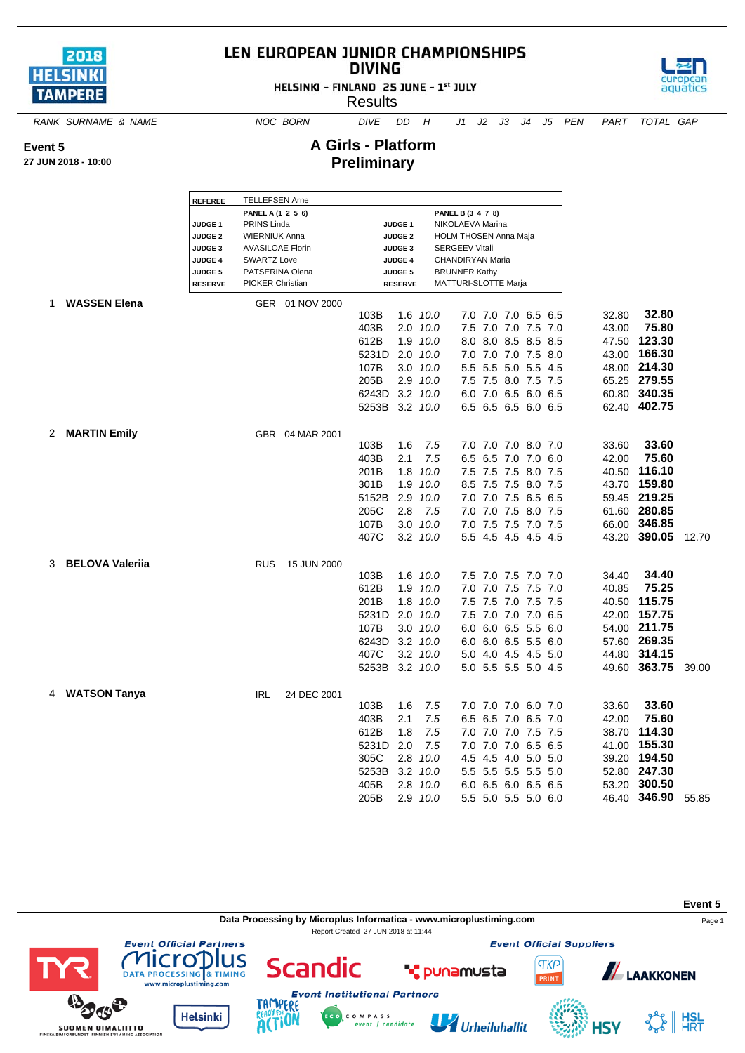# LEN EUROPEAN JUNIOR CHAMPIONSHIPS
## DIVING

HELSINKI - FINLAND 25 JUNE - 1st JULY

Results

**Event 5**
**27 JUN 2018 - 10:00**

## A Girls - Platform
## Preliminary

| REFEREE | TELLEFSEN Arne | | |
|---|---|---|---|
| | **PANEL A (1 2 5 6)** | | **PANEL B (3 4 7 8)** |
| **JUDGE 1** | PRINS Linda | **JUDGE 1** | NIKOLAEVA Marina |
| **JUDGE 2** | WIERNIUK Anna | **JUDGE 2** | HOLM THOSEN Anna Maja |
| **JUDGE 3** | AVASILOAE Florin | **JUDGE 3** | SERGEEV Vitali |
| **JUDGE 4** | SWARTZ Love | **JUDGE 4** | CHANDIRYAN Maria |
| **JUDGE 5** | PATSERINA Olena | **JUDGE 5** | BRUNNER Kathy |
| **RESERVE** | PICKER Christian | **RESERVE** | MATTURI-SLOTTE Marja |

| RANK | SURNAME & NAME | NOC | BORN | DIVE | DD | H | J1 | J2 | J3 | J4 | J5 | PEN | PART | TOTAL | GAP |
|---|---|---|---|---|---|---|---|---|---|---|---|---|---|---|---|
| 1 | **WASSEN Elena** | GER | 01 NOV 2000 | | | | | | | | | | | | |
| | | | | 103B | 1.6 | *10.0* | 7.0 | 7.0 | 7.0 | 6.5 | 6.5 | | 32.80 | **32.80** | |
| | | | | 403B | 2.0 | *10.0* | 7.5 | 7.0 | 7.0 | 7.5 | 7.0 | | 43.00 | **75.80** | |
| | | | | 612B | 1.9 | *10.0* | 8.0 | 8.0 | 8.5 | 8.5 | 8.5 | | 47.50 | **123.30** | |
| | | | | 5231D | 2.0 | *10.0* | 7.0 | 7.0 | 7.0 | 7.5 | 8.0 | | 43.00 | **166.30** | |
| | | | | 107B | 3.0 | *10.0* | 5.5 | 5.5 | 5.0 | 5.5 | 4.5 | | 48.00 | **214.30** | |
| | | | | 205B | 2.9 | *10.0* | 7.5 | 7.5 | 8.0 | 7.5 | 7.5 | | 65.25 | **279.55** | |
| | | | | 6243D | 3.2 | *10.0* | 6.0 | 7.0 | 6.5 | 6.0 | 6.5 | | 60.80 | **340.35** | |
| | | | | 5253B | 3.2 | *10.0* | 6.5 | 6.5 | 6.5 | 6.0 | 6.5 | | 62.40 | **402.75** | |
| 2 | **MARTIN Emily** | GBR | 04 MAR 2001 | | | | | | | | | | | | |
| | | | | 103B | 1.6 | *7.5* | 7.0 | 7.0 | 7.0 | 8.0 | 7.0 | | 33.60 | **33.60** | |
| | | | | 403B | 2.1 | *7.5* | 6.5 | 6.5 | 7.0 | 7.0 | 6.0 | | 42.00 | **75.60** | |
| | | | | 201B | 1.8 | *10.0* | 7.5 | 7.5 | 7.5 | 8.0 | 7.5 | | 40.50 | **116.10** | |
| | | | | 301B | 1.9 | *10.0* | 8.5 | 7.5 | 7.5 | 8.0 | 7.5 | | 43.70 | **159.80** | |
| | | | | 5152B | 2.9 | *10.0* | 7.0 | 7.0 | 7.5 | 6.5 | 6.5 | | 59.45 | **219.25** | |
| | | | | 205C | 2.8 | *7.5* | 7.0 | 7.0 | 7.5 | 8.0 | 7.5 | | 61.60 | **280.85** | |
| | | | | 107B | 3.0 | *10.0* | 7.0 | 7.5 | 7.5 | 7.0 | 7.5 | | 66.00 | **346.85** | |
| | | | | 407C | 3.2 | *10.0* | 5.5 | 4.5 | 4.5 | 4.5 | 4.5 | | 43.20 | **390.05** | 12.70 |
| 3 | **BELOVA Valeriia** | RUS | 15 JUN 2000 | | | | | | | | | | | | |
| | | | | 103B | 1.6 | *10.0* | 7.5 | 7.0 | 7.5 | 7.0 | 7.0 | | 34.40 | **34.40** | |
| | | | | 612B | 1.9 | *10.0* | 7.0 | 7.0 | 7.5 | 7.5 | 7.0 | | 40.85 | **75.25** | |
| | | | | 201B | 1.8 | *10.0* | 7.5 | 7.5 | 7.0 | 7.5 | 7.5 | | 40.50 | **115.75** | |
| | | | | 5231D | 2.0 | *10.0* | 7.5 | 7.0 | 7.0 | 7.0 | 6.5 | | 42.00 | **157.75** | |
| | | | | 107B | 3.0 | *10.0* | 6.0 | 6.0 | 6.5 | 5.5 | 6.0 | | 54.00 | **211.75** | |
| | | | | 6243D | 3.2 | *10.0* | 6.0 | 6.0 | 6.5 | 5.5 | 6.0 | | 57.60 | **269.35** | |
| | | | | 407C | 3.2 | *10.0* | 5.0 | 4.0 | 4.5 | 4.5 | 5.0 | | 44.80 | **314.15** | |
| | | | | 5253B | 3.2 | *10.0* | 5.0 | 5.5 | 5.5 | 5.0 | 4.5 | | 49.60 | **363.75** | 39.00 |
| 4 | **WATSON Tanya** | IRL | 24 DEC 2001 | | | | | | | | | | | | |
| | | | | 103B | 1.6 | *7.5* | 7.0 | 7.0 | 7.0 | 6.0 | 7.0 | | 33.60 | **33.60** | |
| | | | | 403B | 2.1 | *7.5* | 6.5 | 6.5 | 7.0 | 6.5 | 7.0 | | 42.00 | **75.60** | |
| | | | | 612B | 1.8 | *7.5* | 7.0 | 7.0 | 7.0 | 7.5 | 7.5 | | 38.70 | **114.30** | |
| | | | | 5231D | 2.0 | *7.5* | 7.0 | 7.0 | 7.0 | 6.5 | 6.5 | | 41.00 | **155.30** | |
| | | | | 305C | 2.8 | *10.0* | 4.5 | 4.5 | 4.0 | 5.0 | 5.0 | | 39.20 | **194.50** | |
| | | | | 5253B | 3.2 | *10.0* | 5.5 | 5.5 | 5.5 | 5.5 | 5.0 | | 52.80 | **247.30** | |
| | | | | 405B | 2.8 | *10.0* | 6.0 | 6.5 | 6.0 | 6.5 | 6.5 | | 53.20 | **300.50** | |
| | | | | 205B | 2.9 | *10.0* | 5.5 | 5.0 | 5.5 | 5.0 | 6.0 | | 46.40 | **346.90** | 55.85 |

**Data Processing by Microplus Informatica - www.microplustiming.com**

Report Created 27 JUN 2018 at 11:44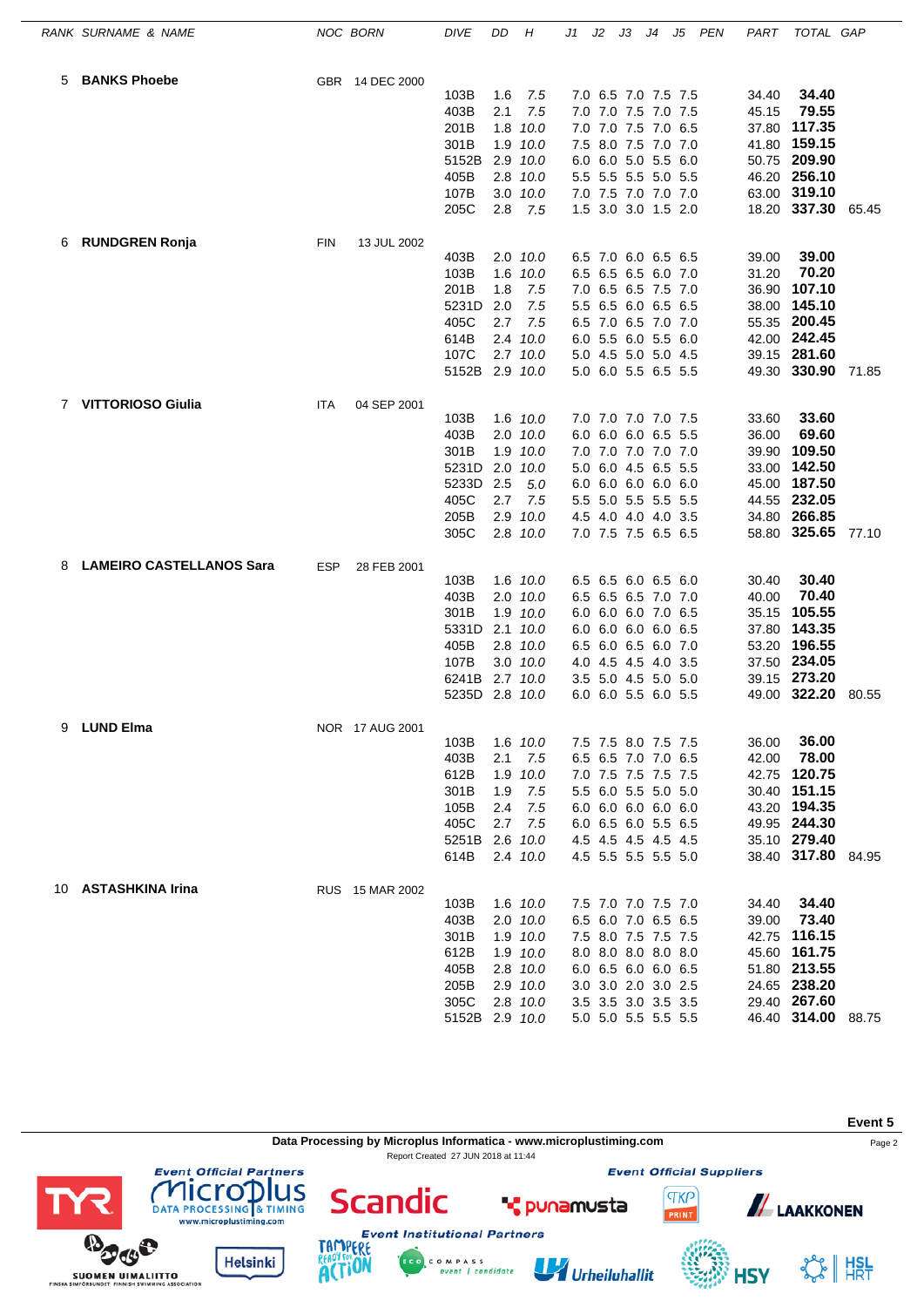| RANK | SURNAME & NAME | NOC | BORN | DIVE | DD | H | J1 | J2 | J3 | J4 | J5 | PEN | PART | TOTAL | GAP |
|---|---|---|---|---|---|---|---|---|---|---|---|---|---|---|---|
| 5 | **BANKS Phoebe** | GBR | 14 DEC 2000 | | | | | | | | | | | | |
| | | | | 103B | 1.6 | *7.5* | 7.0 | 6.5 | 7.0 | 7.5 | 7.5 | | 34.40 | **34.40** | |
| | | | | 403B | 2.1 | *7.5* | 7.0 | 7.0 | 7.5 | 7.0 | 7.5 | | 45.15 | **79.55** | |
| | | | | 201B | 1.8 | *10.0* | 7.0 | 7.0 | 7.5 | 7.0 | 6.5 | | 37.80 | **117.35** | |
| | | | | 301B | 1.9 | *10.0* | 7.5 | 8.0 | 7.5 | 7.0 | 7.0 | | 41.80 | **159.15** | |
| | | | | 5152B | 2.9 | *10.0* | 6.0 | 6.0 | 5.0 | 5.5 | 6.0 | | 50.75 | **209.90** | |
| | | | | 405B | 2.8 | *10.0* | 5.5 | 5.5 | 5.5 | 5.0 | 5.5 | | 46.20 | **256.10** | |
| | | | | 107B | 3.0 | *10.0* | 7.0 | 7.5 | 7.0 | 7.0 | 7.0 | | 63.00 | **319.10** | |
| | | | | 205C | 2.8 | *7.5* | 1.5 | 3.0 | 3.0 | 1.5 | 2.0 | | 18.20 | **337.30** | 65.45 |
| 6 | **RUNDGREN Ronja** | FIN | 13 JUL 2002 | | | | | | | | | | | | |
| | | | | 403B | 2.0 | *10.0* | 6.5 | 7.0 | 6.0 | 6.5 | 6.5 | | 39.00 | **39.00** | |
| | | | | 103B | 1.6 | *10.0* | 6.5 | 6.5 | 6.5 | 6.0 | 7.0 | | 31.20 | **70.20** | |
| | | | | 201B | 1.8 | *7.5* | 7.0 | 6.5 | 6.5 | 7.5 | 7.0 | | 36.90 | **107.10** | |
| | | | | 5231D | 2.0 | *7.5* | 5.5 | 6.5 | 6.0 | 6.5 | 6.5 | | 38.00 | **145.10** | |
| | | | | 405C | 2.7 | *7.5* | 6.5 | 7.0 | 6.5 | 7.0 | 7.0 | | 55.35 | **200.45** | |
| | | | | 614B | 2.4 | *10.0* | 6.0 | 5.5 | 6.0 | 5.5 | 6.0 | | 42.00 | **242.45** | |
| | | | | 107C | 2.7 | *10.0* | 5.0 | 4.5 | 5.0 | 5.0 | 4.5 | | 39.15 | **281.60** | |
| | | | | 5152B | 2.9 | *10.0* | 5.0 | 6.0 | 5.5 | 6.5 | 5.5 | | 49.30 | **330.90** | 71.85 |
| 7 | **VITTORIOSO Giulia** | ITA | 04 SEP 2001 | | | | | | | | | | | | |
| | | | | 103B | 1.6 | *10.0* | 7.0 | 7.0 | 7.0 | 7.0 | 7.5 | | 33.60 | **33.60** | |
| | | | | 403B | 2.0 | *10.0* | 6.0 | 6.0 | 6.0 | 6.5 | 5.5 | | 36.00 | **69.60** | |
| | | | | 301B | 1.9 | *10.0* | 7.0 | 7.0 | 7.0 | 7.0 | 7.0 | | 39.90 | **109.50** | |
| | | | | 5231D | 2.0 | *10.0* | 5.0 | 6.0 | 4.5 | 6.5 | 5.5 | | 33.00 | **142.50** | |
| | | | | 5233D | 2.5 | *5.0* | 6.0 | 6.0 | 6.0 | 6.0 | 6.0 | | 45.00 | **187.50** | |
| | | | | 405C | 2.7 | *7.5* | 5.5 | 5.0 | 5.5 | 5.5 | 5.5 | | 44.55 | **232.05** | |
| | | | | 205B | 2.9 | *10.0* | 4.5 | 4.0 | 4.0 | 4.0 | 3.5 | | 34.80 | **266.85** | |
| | | | | 305C | 2.8 | *10.0* | 7.0 | 7.5 | 7.5 | 6.5 | 6.5 | | 58.80 | **325.65** | 77.10 |
| 8 | **LAMEIRO CASTELLANOS Sara** | ESP | 28 FEB 2001 | | | | | | | | | | | | |
| | | | | 103B | 1.6 | *10.0* | 6.5 | 6.5 | 6.0 | 6.5 | 6.0 | | 30.40 | **30.40** | |
| | | | | 403B | 2.0 | *10.0* | 6.5 | 6.5 | 6.5 | 7.0 | 7.0 | | 40.00 | **70.40** | |
| | | | | 301B | 1.9 | *10.0* | 6.0 | 6.0 | 6.0 | 7.0 | 6.5 | | 35.15 | **105.55** | |
| | | | | 5331D | 2.1 | *10.0* | 6.0 | 6.0 | 6.0 | 6.0 | 6.5 | | 37.80 | **143.35** | |
| | | | | 405B | 2.8 | *10.0* | 6.5 | 6.0 | 6.5 | 6.0 | 7.0 | | 53.20 | **196.55** | |
| | | | | 107B | 3.0 | *10.0* | 4.0 | 4.5 | 4.5 | 4.0 | 3.5 | | 37.50 | **234.05** | |
| | | | | 6241B | 2.7 | *10.0* | 3.5 | 5.0 | 4.5 | 5.0 | 5.0 | | 39.15 | **273.20** | |
| | | | | 5235D | 2.8 | *10.0* | 6.0 | 6.0 | 5.5 | 6.0 | 5.5 | | 49.00 | **322.20** | 80.55 |
| 9 | **LUND Elma** | NOR | 17 AUG 2001 | | | | | | | | | | | | |
| | | | | 103B | 1.6 | *10.0* | 7.5 | 7.5 | 8.0 | 7.5 | 7.5 | | 36.00 | **36.00** | |
| | | | | 403B | 2.1 | *7.5* | 6.5 | 6.5 | 7.0 | 7.0 | 6.5 | | 42.00 | **78.00** | |
| | | | | 612B | 1.9 | *10.0* | 7.0 | 7.5 | 7.5 | 7.5 | 7.5 | | 42.75 | **120.75** | |
| | | | | 301B | 1.9 | *7.5* | 5.5 | 6.0 | 5.5 | 5.0 | 5.0 | | 30.40 | **151.15** | |
| | | | | 105B | 2.4 | *7.5* | 6.0 | 6.0 | 6.0 | 6.0 | 6.0 | | 43.20 | **194.35** | |
| | | | | 405C | 2.7 | *7.5* | 6.0 | 6.5 | 6.0 | 5.5 | 6.5 | | 49.95 | **244.30** | |
| | | | | 5251B | 2.6 | *10.0* | 4.5 | 4.5 | 4.5 | 4.5 | 4.5 | | 35.10 | **279.40** | |
| | | | | 614B | 2.4 | *10.0* | 4.5 | 5.5 | 5.5 | 5.5 | 5.0 | | 38.40 | **317.80** | 84.95 |
| 10 | **ASTASHKINA Irina** | RUS | 15 MAR 2002 | | | | | | | | | | | | |
| | | | | 103B | 1.6 | *10.0* | 7.5 | 7.0 | 7.0 | 7.5 | 7.0 | | 34.40 | **34.40** | |
| | | | | 403B | 2.0 | *10.0* | 6.5 | 6.0 | 7.0 | 6.5 | 6.5 | | 39.00 | **73.40** | |
| | | | | 301B | 1.9 | *10.0* | 7.5 | 8.0 | 7.5 | 7.5 | 7.5 | | 42.75 | **116.15** | |
| | | | | 612B | 1.9 | *10.0* | 8.0 | 8.0 | 8.0 | 8.0 | 8.0 | | 45.60 | **161.75** | |
| | | | | 405B | 2.8 | *10.0* | 6.0 | 6.5 | 6.0 | 6.0 | 6.5 | | 51.80 | **213.55** | |
| | | | | 205B | 2.9 | *10.0* | 3.0 | 3.0 | 2.0 | 3.0 | 2.5 | | 24.65 | **238.20** | |
| | | | | 305C | 2.8 | *10.0* | 3.5 | 3.5 | 3.0 | 3.5 | 3.5 | | 29.40 | **267.60** | |
| | | | | 5152B | 2.9 | *10.0* | 5.0 | 5.0 | 5.5 | 5.5 | 5.5 | | 46.40 | **314.00** | 88.75 |

**Event 5**

**Data Processing by Microplus Informatica - www.microplustiming.com**

Report Created 27 JUN 2018 at 11:44

Event Official Partners — Event Official Suppliers — Event Institutional Partners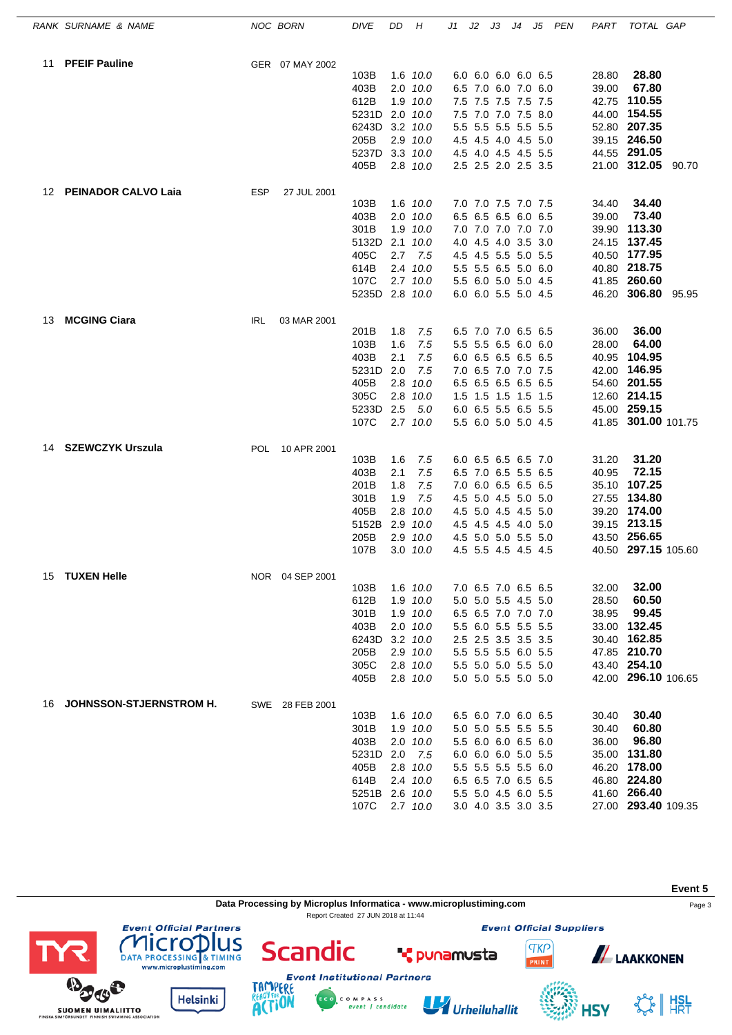| RANK | SURNAME & NAME | NOC | BORN | DIVE | DD | H | J1 | J2 | J3 | J4 | J5 | PEN | PART | TOTAL | GAP |
|---|---|---|---|---|---|---|---|---|---|---|---|---|---|---|---|
| 11 | **PFEIF Pauline** | GER | 07 MAY 2002 | | | | | | | | | | | | |
| | | | | 103B | 1.6 | *10.0* | 6.0 | 6.0 | 6.0 | 6.0 | 6.5 | | 28.80 | **28.80** | |
| | | | | 403B | 2.0 | *10.0* | 6.5 | 7.0 | 6.0 | 7.0 | 6.0 | | 39.00 | **67.80** | |
| | | | | 612B | 1.9 | *10.0* | 7.5 | 7.5 | 7.5 | 7.5 | 7.5 | | 42.75 | **110.55** | |
| | | | | 5231D | 2.0 | *10.0* | 7.5 | 7.0 | 7.0 | 7.5 | 8.0 | | 44.00 | **154.55** | |
| | | | | 6243D | 3.2 | *10.0* | 5.5 | 5.5 | 5.5 | 5.5 | 5.5 | | 52.80 | **207.35** | |
| | | | | 205B | 2.9 | *10.0* | 4.5 | 4.5 | 4.0 | 4.5 | 5.0 | | 39.15 | **246.50** | |
| | | | | 5237D | 3.3 | *10.0* | 4.5 | 4.0 | 4.5 | 4.5 | 5.5 | | 44.55 | **291.05** | |
| | | | | 405B | 2.8 | *10.0* | 2.5 | 2.5 | 2.0 | 2.5 | 3.5 | | 21.00 | **312.05** | 90.70 |
| 12 | **PEINADOR CALVO Laia** | ESP | 27 JUL 2001 | | | | | | | | | | | | |
| | | | | 103B | 1.6 | *10.0* | 7.0 | 7.0 | 7.5 | 7.0 | 7.5 | | 34.40 | **34.40** | |
| | | | | 403B | 2.0 | *10.0* | 6.5 | 6.5 | 6.5 | 6.0 | 6.5 | | 39.00 | **73.40** | |
| | | | | 301B | 1.9 | *10.0* | 7.0 | 7.0 | 7.0 | 7.0 | 7.0 | | 39.90 | **113.30** | |
| | | | | 5132D | 2.1 | *10.0* | 4.0 | 4.5 | 4.0 | 3.5 | 3.0 | | 24.15 | **137.45** | |
| | | | | 405C | 2.7 | *7.5* | 4.5 | 4.5 | 5.5 | 5.0 | 5.5 | | 40.50 | **177.95** | |
| | | | | 614B | 2.4 | *10.0* | 5.5 | 5.5 | 6.5 | 5.0 | 6.0 | | 40.80 | **218.75** | |
| | | | | 107C | 2.7 | *10.0* | 5.5 | 6.0 | 5.0 | 5.0 | 4.5 | | 41.85 | **260.60** | |
| | | | | 5235D | 2.8 | *10.0* | 6.0 | 6.0 | 5.5 | 5.0 | 4.5 | | 46.20 | **306.80** | 95.95 |
| 13 | **MCGING Ciara** | IRL | 03 MAR 2001 | | | | | | | | | | | | |
| | | | | 201B | 1.8 | *7.5* | 6.5 | 7.0 | 7.0 | 6.5 | 6.5 | | 36.00 | **36.00** | |
| | | | | 103B | 1.6 | *7.5* | 5.5 | 5.5 | 6.5 | 6.0 | 6.0 | | 28.00 | **64.00** | |
| | | | | 403B | 2.1 | *7.5* | 6.0 | 6.5 | 6.5 | 6.5 | 6.5 | | 40.95 | **104.95** | |
| | | | | 5231D | 2.0 | *7.5* | 7.0 | 6.5 | 7.0 | 7.0 | 7.5 | | 42.00 | **146.95** | |
| | | | | 405B | 2.8 | *10.0* | 6.5 | 6.5 | 6.5 | 6.5 | 6.5 | | 54.60 | **201.55** | |
| | | | | 305C | 2.8 | *10.0* | 1.5 | 1.5 | 1.5 | 1.5 | 1.5 | | 12.60 | **214.15** | |
| | | | | 5233D | 2.5 | *5.0* | 6.0 | 6.5 | 5.5 | 6.5 | 5.5 | | 45.00 | **259.15** | |
| | | | | 107C | 2.7 | *10.0* | 5.5 | 6.0 | 5.0 | 5.0 | 4.5 | | 41.85 | **301.00** | 101.75 |
| 14 | **SZEWCZYK Urszula** | POL | 10 APR 2001 | | | | | | | | | | | | |
| | | | | 103B | 1.6 | *7.5* | 6.0 | 6.5 | 6.5 | 6.5 | 7.0 | | 31.20 | **31.20** | |
| | | | | 403B | 2.1 | *7.5* | 6.5 | 7.0 | 6.5 | 5.5 | 6.5 | | 40.95 | **72.15** | |
| | | | | 201B | 1.8 | *7.5* | 7.0 | 6.0 | 6.5 | 6.5 | 6.5 | | 35.10 | **107.25** | |
| | | | | 301B | 1.9 | *7.5* | 4.5 | 5.0 | 4.5 | 5.0 | 5.0 | | 27.55 | **134.80** | |
| | | | | 405B | 2.8 | *10.0* | 4.5 | 5.0 | 4.5 | 4.5 | 5.0 | | 39.20 | **174.00** | |
| | | | | 5152B | 2.9 | *10.0* | 4.5 | 4.5 | 4.5 | 4.0 | 5.0 | | 39.15 | **213.15** | |
| | | | | 205B | 2.9 | *10.0* | 4.5 | 5.0 | 5.0 | 5.5 | 5.0 | | 43.50 | **256.65** | |
| | | | | 107B | 3.0 | *10.0* | 4.5 | 5.5 | 4.5 | 4.5 | 4.5 | | 40.50 | **297.15** | 105.60 |
| 15 | **TUXEN Helle** | NOR | 04 SEP 2001 | | | | | | | | | | | | |
| | | | | 103B | 1.6 | *10.0* | 7.0 | 6.5 | 7.0 | 6.5 | 6.5 | | 32.00 | **32.00** | |
| | | | | 612B | 1.9 | *10.0* | 5.0 | 5.0 | 5.5 | 4.5 | 5.0 | | 28.50 | **60.50** | |
| | | | | 301B | 1.9 | *10.0* | 6.5 | 6.5 | 7.0 | 7.0 | 7.0 | | 38.95 | **99.45** | |
| | | | | 403B | 2.0 | *10.0* | 5.5 | 6.0 | 5.5 | 5.5 | 5.5 | | 33.00 | **132.45** | |
| | | | | 6243D | 3.2 | *10.0* | 2.5 | 2.5 | 3.5 | 3.5 | 3.5 | | 30.40 | **162.85** | |
| | | | | 205B | 2.9 | *10.0* | 5.5 | 5.5 | 5.5 | 6.0 | 5.5 | | 47.85 | **210.70** | |
| | | | | 305C | 2.8 | *10.0* | 5.5 | 5.0 | 5.0 | 5.5 | 5.0 | | 43.40 | **254.10** | |
| | | | | 405B | 2.8 | *10.0* | 5.0 | 5.0 | 5.5 | 5.0 | 5.0 | | 42.00 | **296.10** | 106.65 |
| 16 | **JOHNSSON-STJERNSTROM H.** | SWE | 28 FEB 2001 | | | | | | | | | | | | |
| | | | | 103B | 1.6 | *10.0* | 6.5 | 6.0 | 7.0 | 6.0 | 6.5 | | 30.40 | **30.40** | |
| | | | | 301B | 1.9 | *10.0* | 5.0 | 5.0 | 5.5 | 5.5 | 5.5 | | 30.40 | **60.80** | |
| | | | | 403B | 2.0 | *10.0* | 5.5 | 6.0 | 6.0 | 6.5 | 6.0 | | 36.00 | **96.80** | |
| | | | | 5231D | 2.0 | *7.5* | 6.0 | 6.0 | 6.0 | 5.0 | 5.5 | | 35.00 | **131.80** | |
| | | | | 405B | 2.8 | *10.0* | 5.5 | 5.5 | 5.5 | 5.5 | 6.0 | | 46.20 | **178.00** | |
| | | | | 614B | 2.4 | *10.0* | 6.5 | 6.5 | 7.0 | 6.5 | 6.5 | | 46.80 | **224.80** | |
| | | | | 5251B | 2.6 | *10.0* | 5.5 | 5.0 | 4.5 | 6.0 | 5.5 | | 41.60 | **266.40** | |
| | | | | 107C | 2.7 | *10.0* | 3.0 | 4.0 | 3.5 | 3.0 | 3.5 | | 27.00 | **293.40** | 109.35 |

**Event 5**

**Data Processing by Microplus Informatica - www.microplustiming.com**

Report Created 27 JUN 2018 at 11:44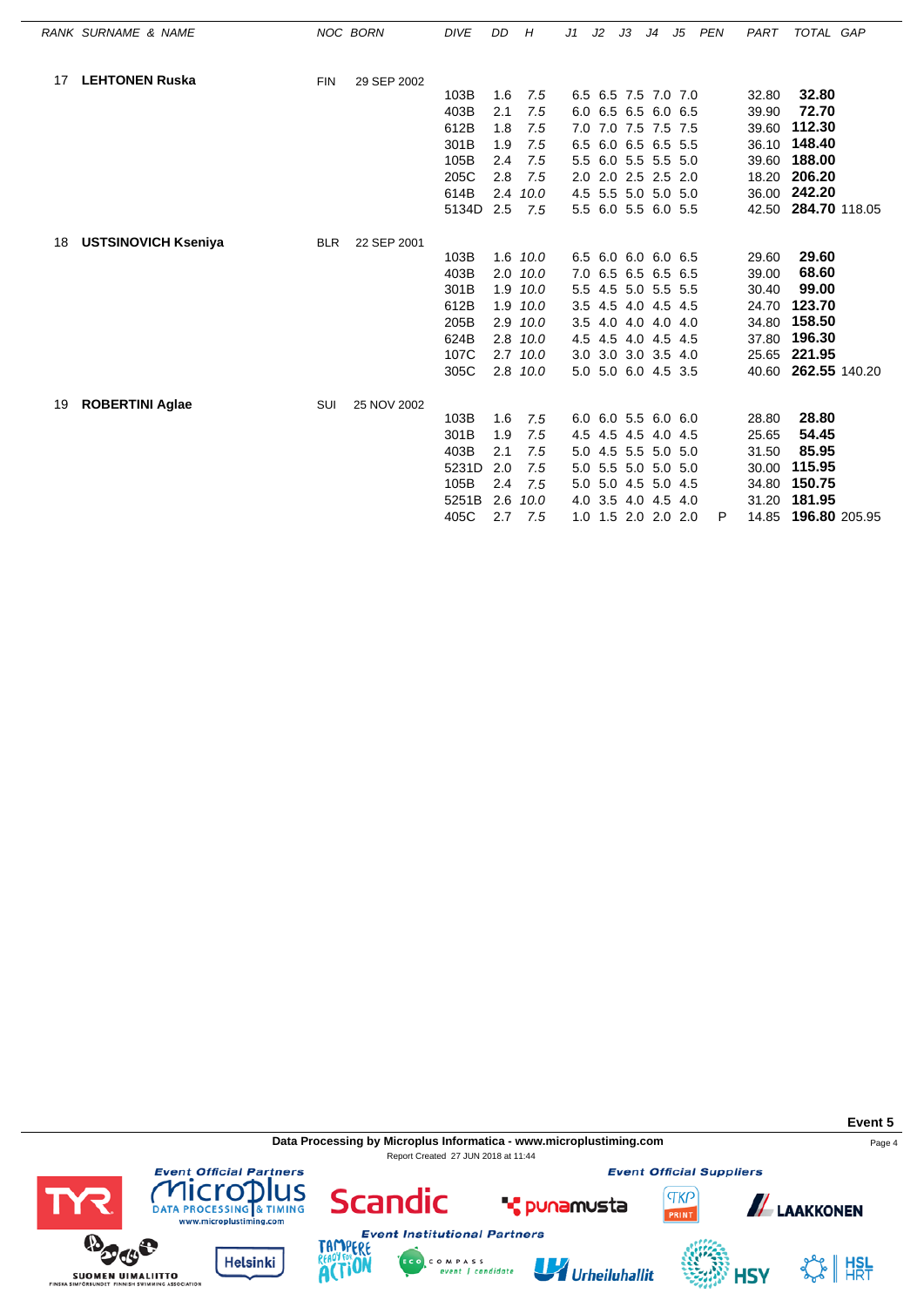| RANK | SURNAME & NAME | NOC | BORN | DIVE | DD | H | J1 | J2 | J3 | J4 | J5 | PEN | PART | TOTAL | GAP |
|---|---|---|---|---|---|---|---|---|---|---|---|---|---|---|---|
| 17 | **LEHTONEN Ruska** | FIN | 29 SEP 2002 | | | | | | | | | | | | |
| | | | | 103B | 1.6 | 7.5 | 6.5 | 6.5 | 7.5 | 7.0 | 7.0 | | 32.80 | **32.80** | |
| | | | | 403B | 2.1 | 7.5 | 6.0 | 6.5 | 6.5 | 6.0 | 6.5 | | 39.90 | **72.70** | |
| | | | | 612B | 1.8 | 7.5 | 7.0 | 7.0 | 7.5 | 7.5 | 7.5 | | 39.60 | **112.30** | |
| | | | | 301B | 1.9 | 7.5 | 6.5 | 6.0 | 6.5 | 6.5 | 5.5 | | 36.10 | **148.40** | |
| | | | | 105B | 2.4 | 7.5 | 5.5 | 6.0 | 5.5 | 5.5 | 5.0 | | 39.60 | **188.00** | |
| | | | | 205C | 2.8 | 7.5 | 2.0 | 2.0 | 2.5 | 2.5 | 2.0 | | 18.20 | **206.20** | |
| | | | | 614B | 2.4 | 10.0 | 4.5 | 5.5 | 5.0 | 5.0 | 5.0 | | 36.00 | **242.20** | |
| | | | | 5134D | 2.5 | 7.5 | 5.5 | 6.0 | 5.5 | 6.0 | 5.5 | | 42.50 | **284.70** | 118.05 |
| 18 | **USTSINOVICH Kseniya** | BLR | 22 SEP 2001 | | | | | | | | | | | | |
| | | | | 103B | 1.6 | 10.0 | 6.5 | 6.0 | 6.0 | 6.0 | 6.5 | | 29.60 | **29.60** | |
| | | | | 403B | 2.0 | 10.0 | 7.0 | 6.5 | 6.5 | 6.5 | 6.5 | | 39.00 | **68.60** | |
| | | | | 301B | 1.9 | 10.0 | 5.5 | 4.5 | 5.0 | 5.5 | 5.5 | | 30.40 | **99.00** | |
| | | | | 612B | 1.9 | 10.0 | 3.5 | 4.5 | 4.0 | 4.5 | 4.5 | | 24.70 | **123.70** | |
| | | | | 205B | 2.9 | 10.0 | 3.5 | 4.0 | 4.0 | 4.0 | 4.0 | | 34.80 | **158.50** | |
| | | | | 624B | 2.8 | 10.0 | 4.5 | 4.5 | 4.0 | 4.5 | 4.5 | | 37.80 | **196.30** | |
| | | | | 107C | 2.7 | 10.0 | 3.0 | 3.0 | 3.0 | 3.5 | 4.0 | | 25.65 | **221.95** | |
| | | | | 305C | 2.8 | 10.0 | 5.0 | 5.0 | 6.0 | 4.5 | 3.5 | | 40.60 | **262.55** | 140.20 |
| 19 | **ROBERTINI Aglae** | SUI | 25 NOV 2002 | | | | | | | | | | | | |
| | | | | 103B | 1.6 | 7.5 | 6.0 | 6.0 | 5.5 | 6.0 | 6.0 | | 28.80 | **28.80** | |
| | | | | 301B | 1.9 | 7.5 | 4.5 | 4.5 | 4.5 | 4.0 | 4.5 | | 25.65 | **54.45** | |
| | | | | 403B | 2.1 | 7.5 | 5.0 | 4.5 | 5.5 | 5.0 | 5.0 | | 31.50 | **85.95** | |
| | | | | 5231D | 2.0 | 7.5 | 5.0 | 5.5 | 5.0 | 5.0 | 5.0 | | 30.00 | **115.95** | |
| | | | | 105B | 2.4 | 7.5 | 5.0 | 5.0 | 4.5 | 5.0 | 4.5 | | 34.80 | **150.75** | |
| | | | | 5251B | 2.6 | 10.0 | 4.0 | 3.5 | 4.0 | 4.5 | 4.0 | | 31.20 | **181.95** | |
| | | | | 405C | 2.7 | 7.5 | 1.0 | 1.5 | 2.0 | 2.0 | 2.0 | P | 14.85 | **196.80** | 205.95 |

**Event 5**

**Data Processing by Microplus Informatica - www.microplustiming.com**

Report Created 27 JUN 2018 at 11:44

Event Official Partners

Event Official Suppliers

Event Institutional Partners